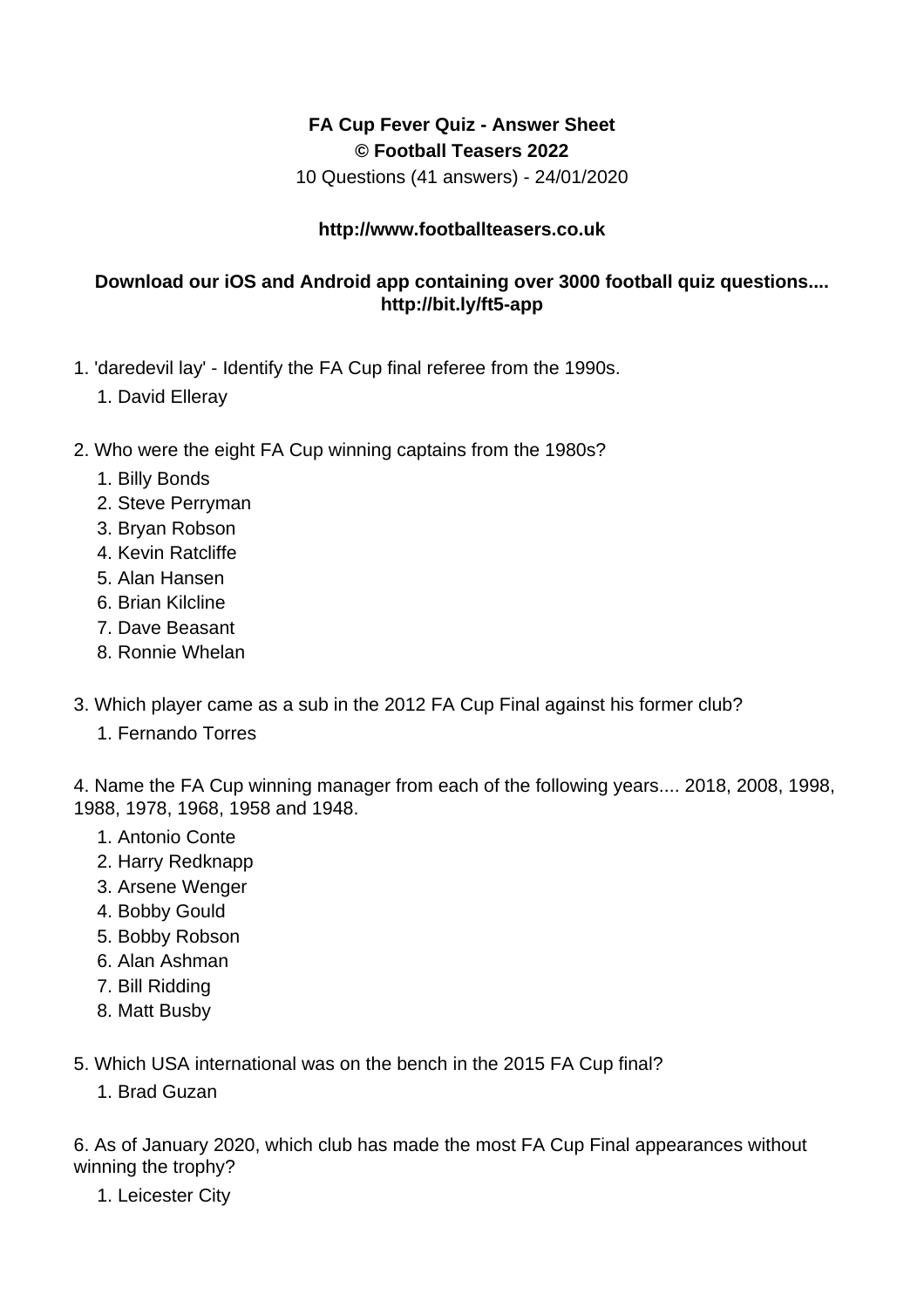**FA Cup Fever Quiz - Answer Sheet**
**© Football Teasers 2022**
10 Questions (41 answers) - 24/01/2020

**http://www.footballteasers.co.uk**

**Download our iOS and Android app containing over 3000 football quiz questions.... http://bit.ly/ft5-app**

1. 'daredevil lay' - Identify the FA Cup final referee from the 1990s.
    1. David Elleray

2. Who were the eight FA Cup winning captains from the 1980s?
    1. Billy Bonds
    2. Steve Perryman
    3. Bryan Robson
    4. Kevin Ratcliffe
    5. Alan Hansen
    6. Brian Kilcline
    7. Dave Beasant
    8. Ronnie Whelan

3. Which player came as a sub in the 2012 FA Cup Final against his former club?
    1. Fernando Torres

4. Name the FA Cup winning manager from each of the following years.... 2018, 2008, 1998, 1988, 1978, 1968, 1958 and 1948.
    1. Antonio Conte
    2. Harry Redknapp
    3. Arsene Wenger
    4. Bobby Gould
    5. Bobby Robson
    6. Alan Ashman
    7. Bill Ridding
    8. Matt Busby

5. Which USA international was on the bench in the 2015 FA Cup final?
    1. Brad Guzan

6. As of January 2020, which club has made the most FA Cup Final appearances without winning the trophy?
    1. Leicester City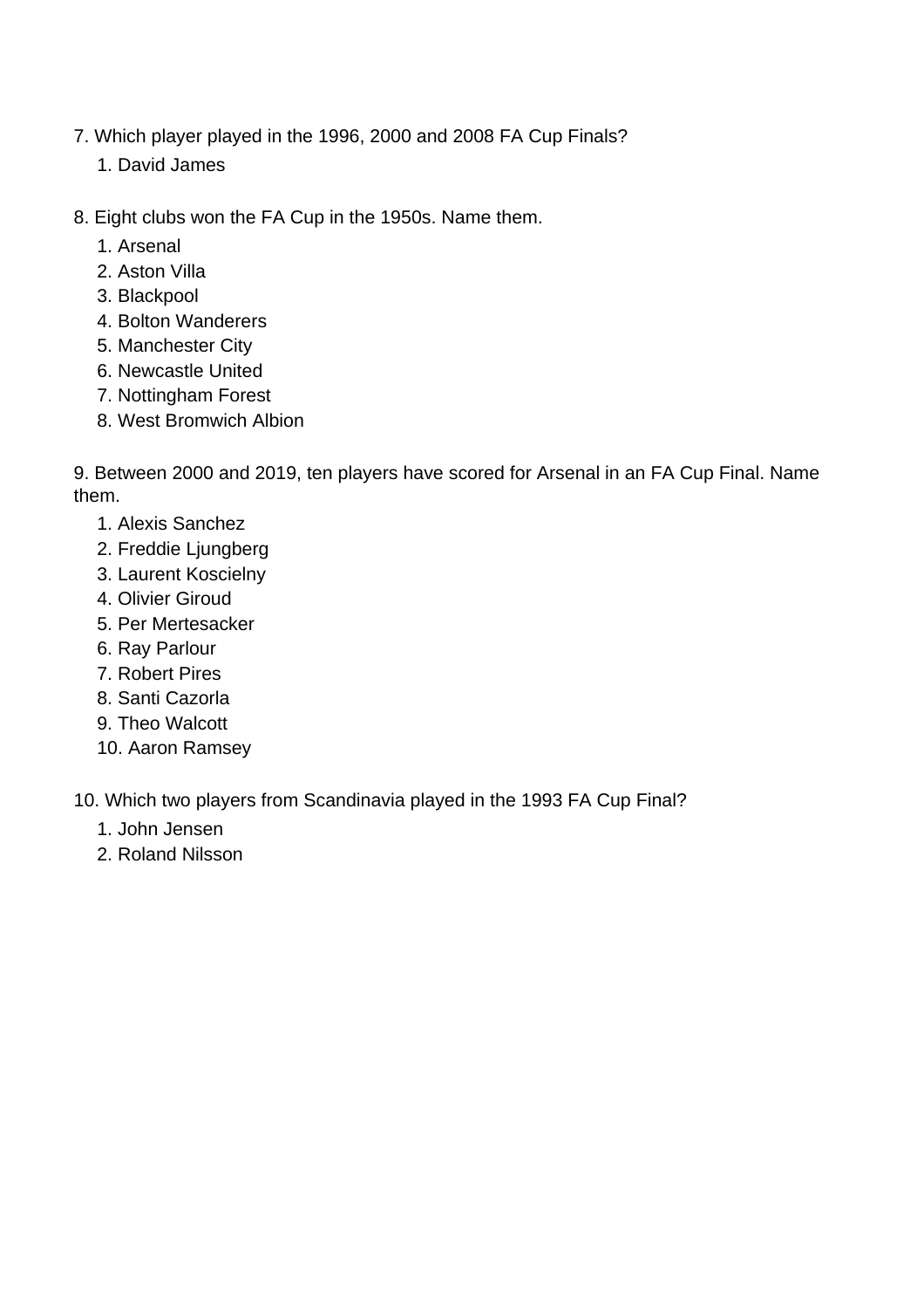7. Which player played in the 1996, 2000 and 2008 FA Cup Finals?
    1. David James

8. Eight clubs won the FA Cup in the 1950s. Name them.
    1. Arsenal
    2. Aston Villa
    3. Blackpool
    4. Bolton Wanderers
    5. Manchester City
    6. Newcastle United
    7. Nottingham Forest
    8. West Bromwich Albion

9. Between 2000 and 2019, ten players have scored for Arsenal in an FA Cup Final. Name them.
    1. Alexis Sanchez
    2. Freddie Ljungberg
    3. Laurent Koscielny
    4. Olivier Giroud
    5. Per Mertesacker
    6. Ray Parlour
    7. Robert Pires
    8. Santi Cazorla
    9. Theo Walcott
    10. Aaron Ramsey

10. Which two players from Scandinavia played in the 1993 FA Cup Final?
    1. John Jensen
    2. Roland Nilsson